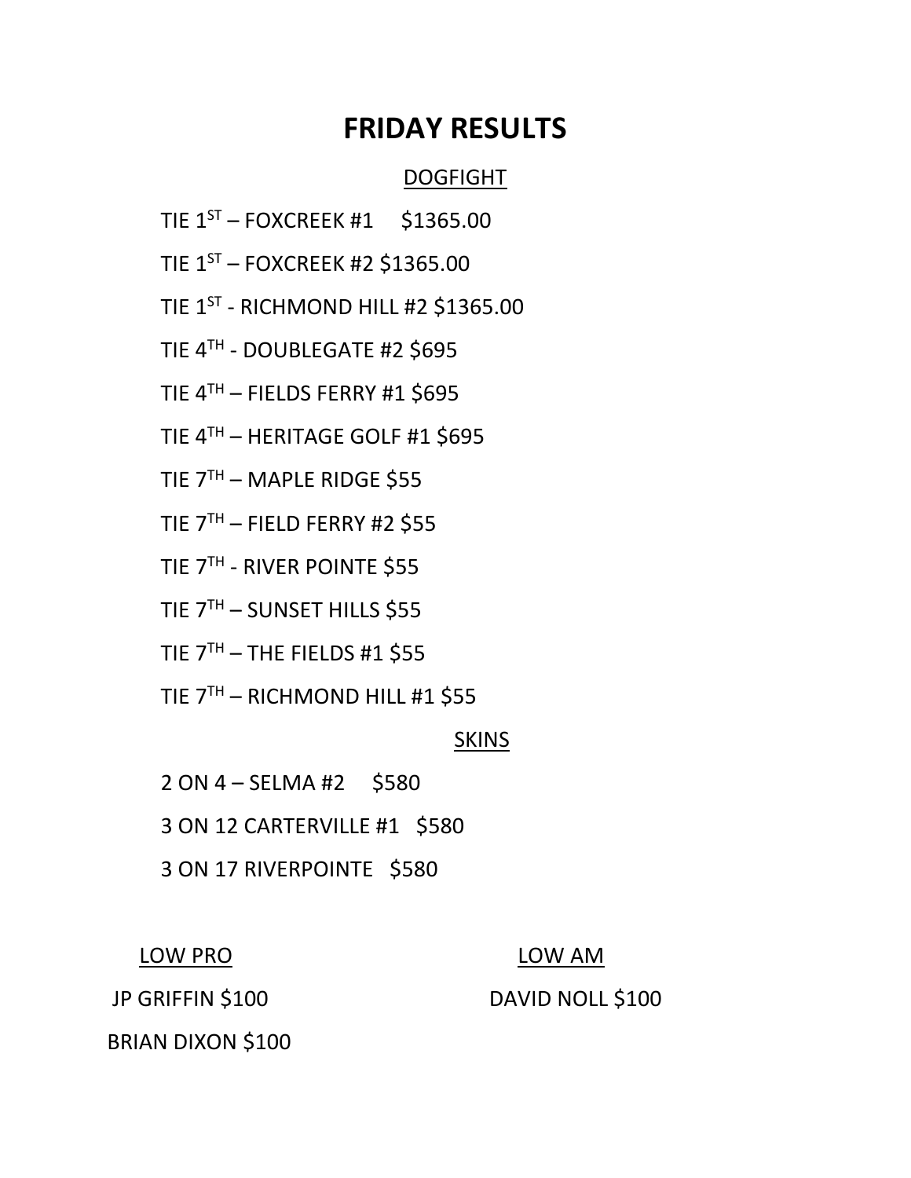# FRIDAY RESULTS

## DOGFIGHT

TIE 1ST – FOXCREEK #1 $1365.00

TIE 1ST – FOXCREEK #2 $1365.00

TIE 1ST - RICHMOND HILL #2 $1365.00

TIE 4TH - DOUBLEGATE #2 $695

TIE 4TH – FIELDS FERRY #1 $695

TIE 4TH – HERITAGE GOLF #1 $695

TIE 7TH – MAPLE RIDGE $55

TIE 7TH – FIELD FERRY #2 $55

TIE 7TH - RIVER POINTE $55

TIE 7TH – SUNSET HILLS $55

TIE 7TH – THE FIELDS #1 $55

TIE 7TH – RICHMOND HILL #1 $55

## SKINS

2 ON 4 – SELMA #2 $580

3 ON 12 CARTERVILLE #1 $580

3 ON 17 RIVERPOINTE $580

## LOW PRO

JP GRIFFIN $100

BRIAN DIXON $100

## LOW AM

DAVID NOLL $100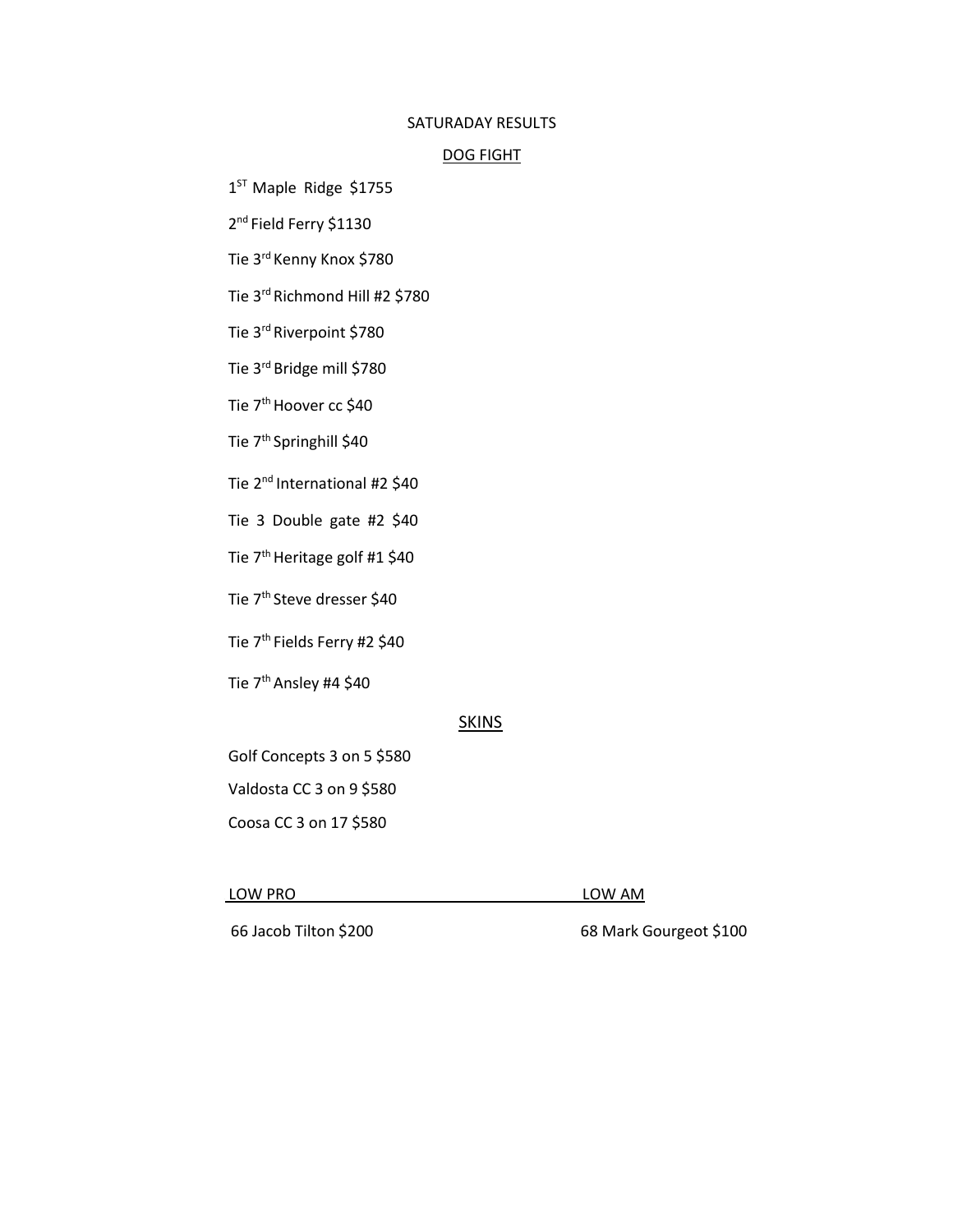SATURADAY RESULTS

## DOG FIGHT

1ST Maple Ridge $1755

2nd Field Ferry $1130

Tie 3rd Kenny Knox $780

Tie 3rd Richmond Hill #2 $780

Tie 3rd Riverpoint $780

Tie 3rd Bridge mill $780

Tie 7th Hoover cc $40

Tie 7th Springhill $40

Tie 2nd International #2 $40

Tie 3 Double gate #2 $40

Tie 7th Heritage golf #1 $40

Tie 7th Steve dresser $40

Tie 7th Fields Ferry #2 $40

Tie 7th Ansley #4 $40

## SKINS

Golf Concepts 3 on 5 $580

Valdosta CC 3 on 9 $580

Coosa CC 3 on 17 $580

| LOW PRO | LOW AM |
| --- | --- |
| 66 Jacob Tilton $200 | 68 Mark Gourgeot $100 |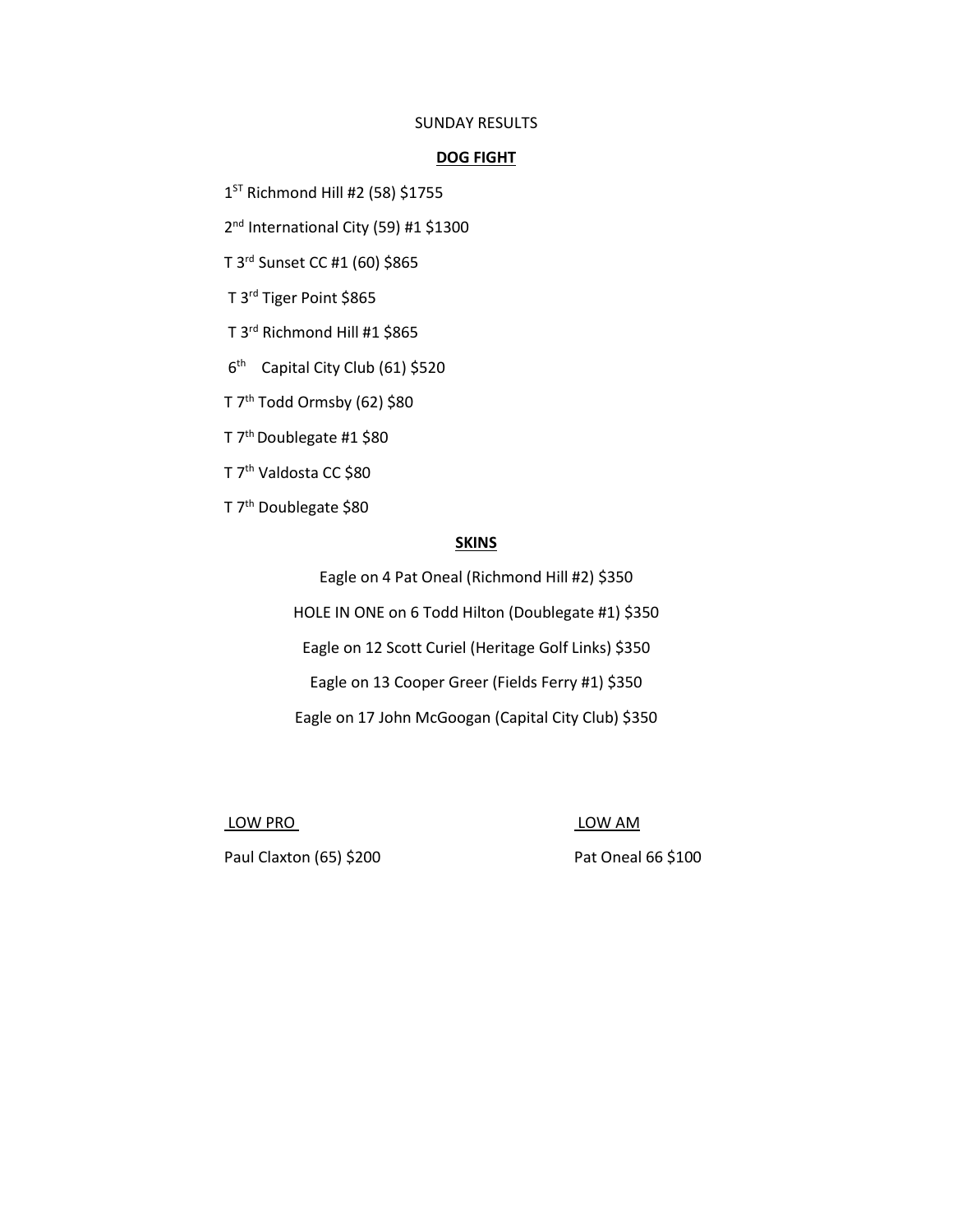SUNDAY RESULTS

## DOG FIGHT

1ST Richmond Hill #2 (58) $1755

2nd International City (59) #1 $1300

T 3rd Sunset CC #1 (60) $865

T 3rd Tiger Point $865

T 3rd Richmond Hill #1 $865

6th Capital City Club (61) $520

T 7th Todd Ormsby (62) $80

T 7th Doublegate #1 $80

T 7th Valdosta CC $80

T 7th Doublegate $80

## SKINS

Eagle on 4 Pat Oneal (Richmond Hill #2) $350

HOLE IN ONE on 6 Todd Hilton (Doublegate #1) $350

Eagle on 12 Scott Curiel (Heritage Golf Links) $350

Eagle on 13 Cooper Greer (Fields Ferry #1) $350

Eagle on 17 John McGoogan (Capital City Club) $350

LOW PRO

Paul Claxton (65) $200

LOW AM

Pat Oneal 66 $100